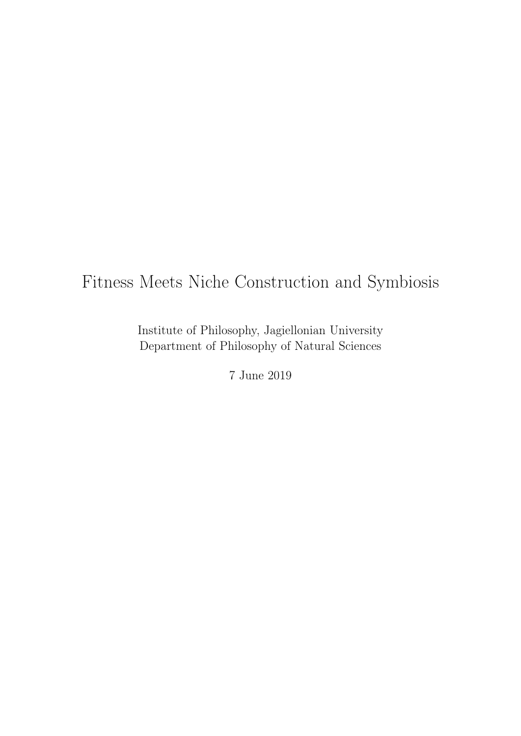# Fitness Meets Niche Construction and Symbiosis

Institute of Philosophy, Jagiellonian University
Department of Philosophy of Natural Sciences

7 June 2019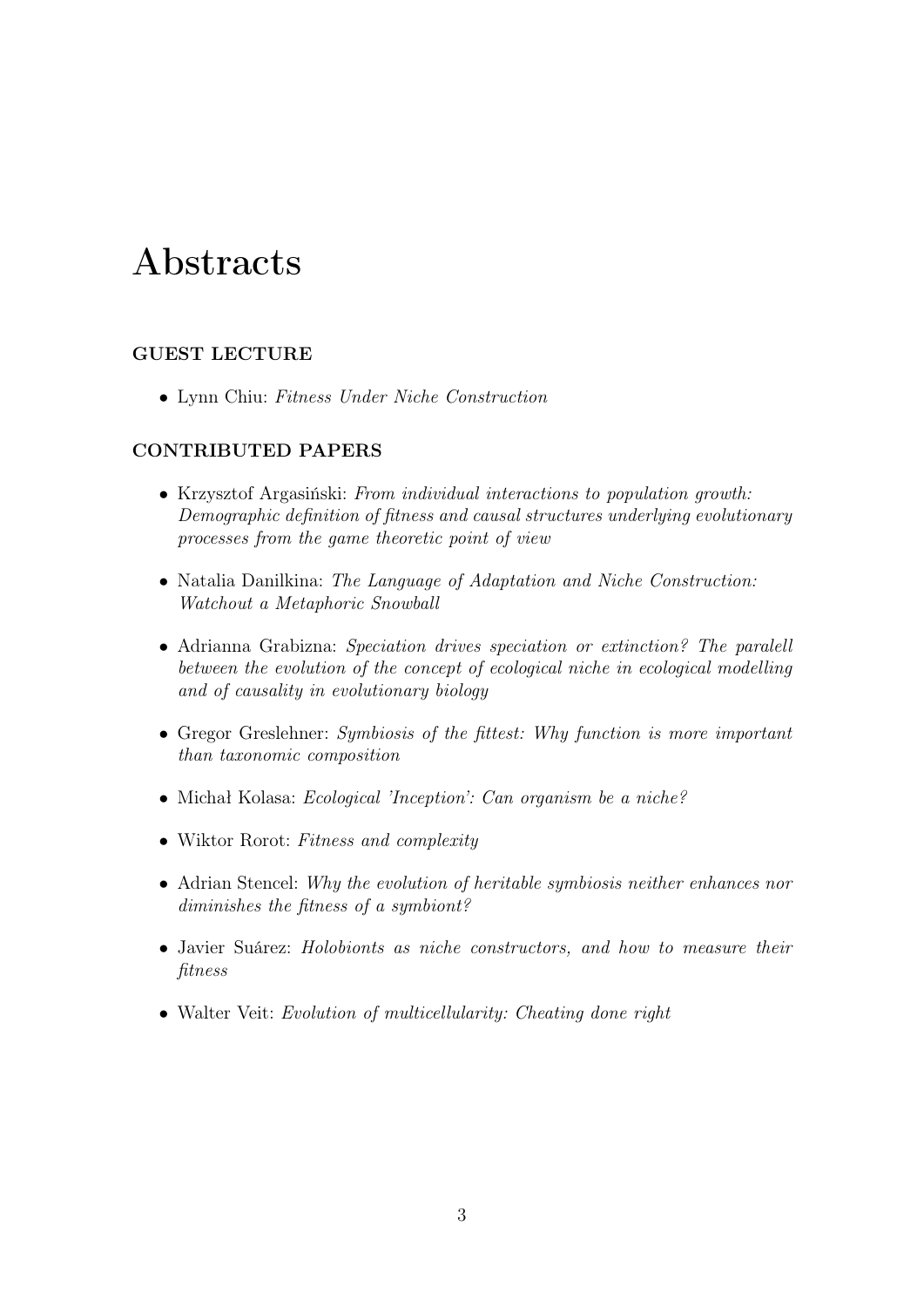# Abstracts

### GUEST LECTURE

- Lynn Chiu: *Fitness Under Niche Construction*

### CONTRIBUTED PAPERS

- Krzysztof Argasiński: *From individual interactions to population growth: Demographic definition of fitness and causal structures underlying evolutionary processes from the game theoretic point of view*
- Natalia Danilkina: *The Language of Adaptation and Niche Construction: Watchout a Metaphoric Snowball*
- Adrianna Grabizna: *Speciation drives speciation or extinction? The paralell between the evolution of the concept of ecological niche in ecological modelling and of causality in evolutionary biology*
- Gregor Greslehner: *Symbiosis of the fittest: Why function is more important than taxonomic composition*
- Michał Kolasa: *Ecological 'Inception': Can organism be a niche?*
- Wiktor Rorot: *Fitness and complexity*
- Adrian Stencel: *Why the evolution of heritable symbiosis neither enhances nor diminishes the fitness of a symbiont?*
- Javier Suárez: *Holobionts as niche constructors, and how to measure their fitness*
- Walter Veit: *Evolution of multicellularity: Cheating done right*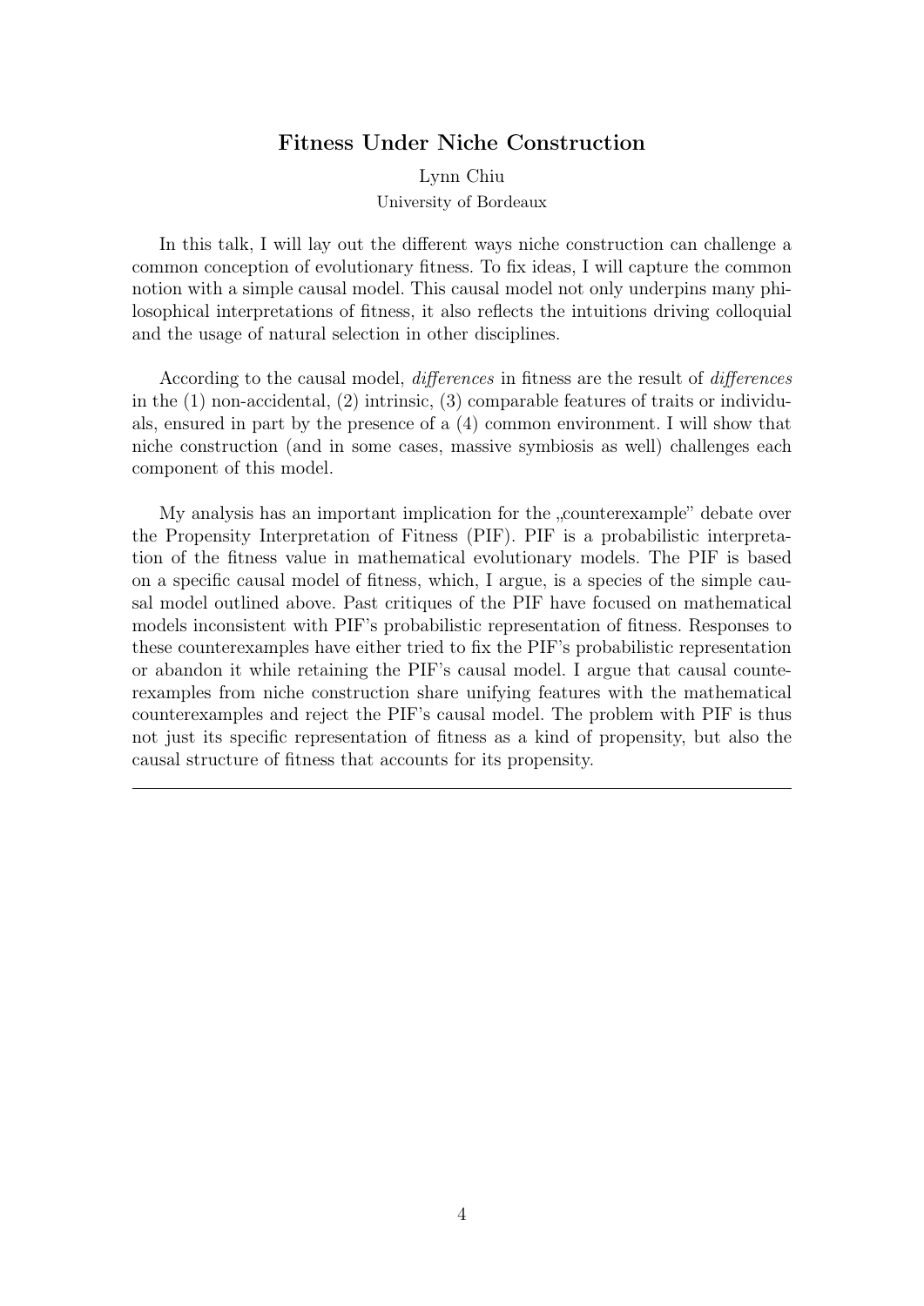## Fitness Under Niche Construction

Lynn Chiu

University of Bordeaux

In this talk, I will lay out the different ways niche construction can challenge a common conception of evolutionary fitness. To fix ideas, I will capture the common notion with a simple causal model. This causal model not only underpins many philosophical interpretations of fitness, it also reflects the intuitions driving colloquial and the usage of natural selection in other disciplines.

According to the causal model, *differences* in fitness are the result of *differences* in the (1) non-accidental, (2) intrinsic, (3) comparable features of traits or individuals, ensured in part by the presence of a (4) common environment. I will show that niche construction (and in some cases, massive symbiosis as well) challenges each component of this model.

My analysis has an important implication for the „counterexample" debate over the Propensity Interpretation of Fitness (PIF). PIF is a probabilistic interpretation of the fitness value in mathematical evolutionary models. The PIF is based on a specific causal model of fitness, which, I argue, is a species of the simple causal model outlined above. Past critiques of the PIF have focused on mathematical models inconsistent with PIF's probabilistic representation of fitness. Responses to these counterexamples have either tried to fix the PIF's probabilistic representation or abandon it while retaining the PIF's causal model. I argue that causal counterexamples from niche construction share unifying features with the mathematical counterexamples and reject the PIF's causal model. The problem with PIF is thus not just its specific representation of fitness as a kind of propensity, but also the causal structure of fitness that accounts for its propensity.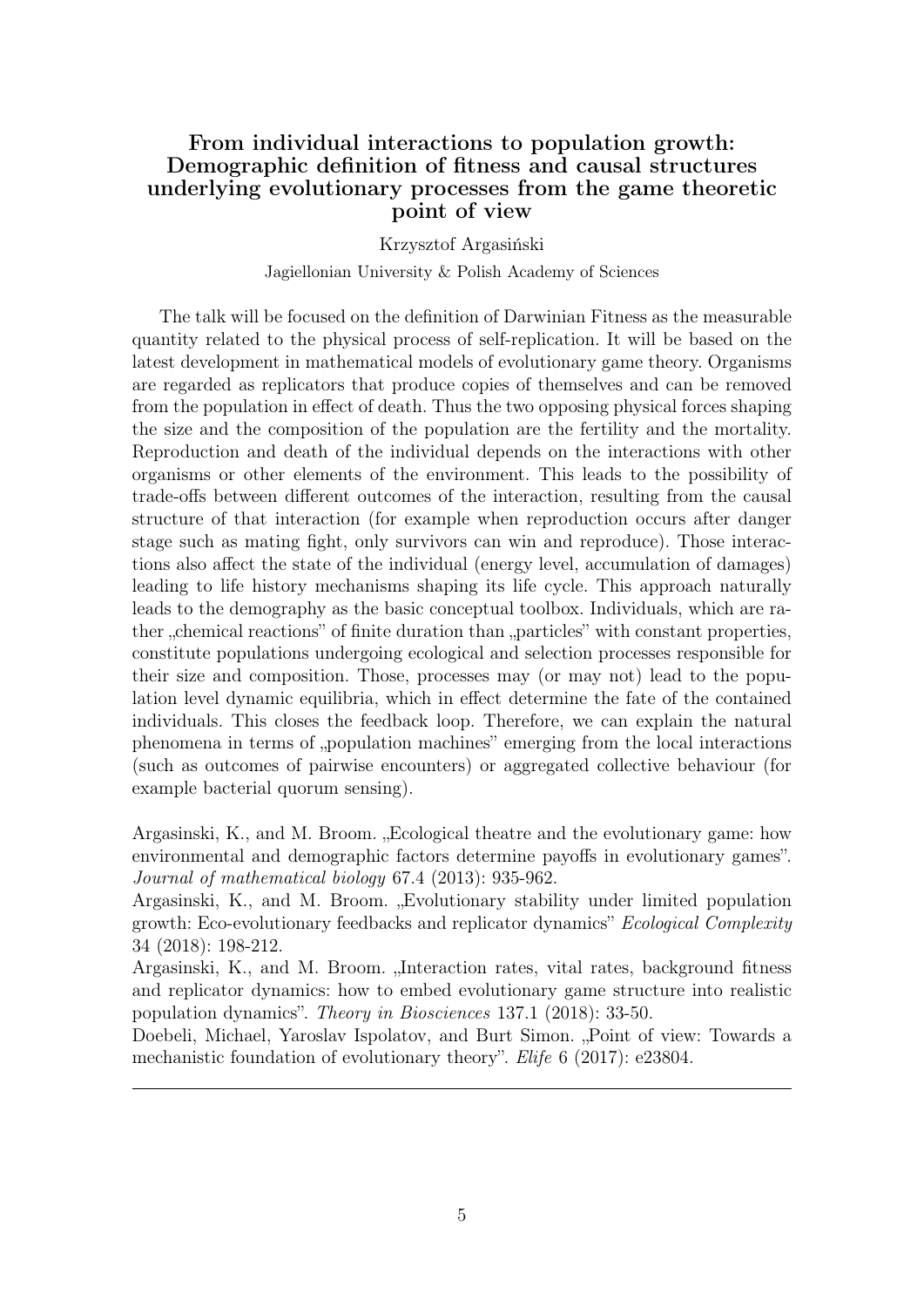## From individual interactions to population growth: Demographic definition of fitness and causal structures underlying evolutionary processes from the game theoretic point of view

Krzysztof Argasiński

Jagiellonian University & Polish Academy of Sciences

The talk will be focused on the definition of Darwinian Fitness as the measurable quantity related to the physical process of self-replication. It will be based on the latest development in mathematical models of evolutionary game theory. Organisms are regarded as replicators that produce copies of themselves and can be removed from the population in effect of death. Thus the two opposing physical forces shaping the size and the composition of the population are the fertility and the mortality. Reproduction and death of the individual depends on the interactions with other organisms or other elements of the environment. This leads to the possibility of trade-offs between different outcomes of the interaction, resulting from the causal structure of that interaction (for example when reproduction occurs after danger stage such as mating fight, only survivors can win and reproduce). Those interactions also affect the state of the individual (energy level, accumulation of damages) leading to life history mechanisms shaping its life cycle. This approach naturally leads to the demography as the basic conceptual toolbox. Individuals, which are rather „chemical reactions" of finite duration than „particles" with constant properties, constitute populations undergoing ecological and selection processes responsible for their size and composition. Those, processes may (or may not) lead to the population level dynamic equilibria, which in effect determine the fate of the contained individuals. This closes the feedback loop. Therefore, we can explain the natural phenomena in terms of „population machines" emerging from the local interactions (such as outcomes of pairwise encounters) or aggregated collective behaviour (for example bacterial quorum sensing).

Argasinski, K., and M. Broom. „Ecological theatre and the evolutionary game: how environmental and demographic factors determine payoffs in evolutionary games". *Journal of mathematical biology* 67.4 (2013): 935-962.
Argasinski, K., and M. Broom. „Evolutionary stability under limited population growth: Eco-evolutionary feedbacks and replicator dynamics" *Ecological Complexity* 34 (2018): 198-212.
Argasinski, K., and M. Broom. „Interaction rates, vital rates, background fitness and replicator dynamics: how to embed evolutionary game structure into realistic population dynamics". *Theory in Biosciences* 137.1 (2018): 33-50.
Doebeli, Michael, Yaroslav Ispolatov, and Burt Simon. „Point of view: Towards a mechanistic foundation of evolutionary theory". *Elife* 6 (2017): e23804.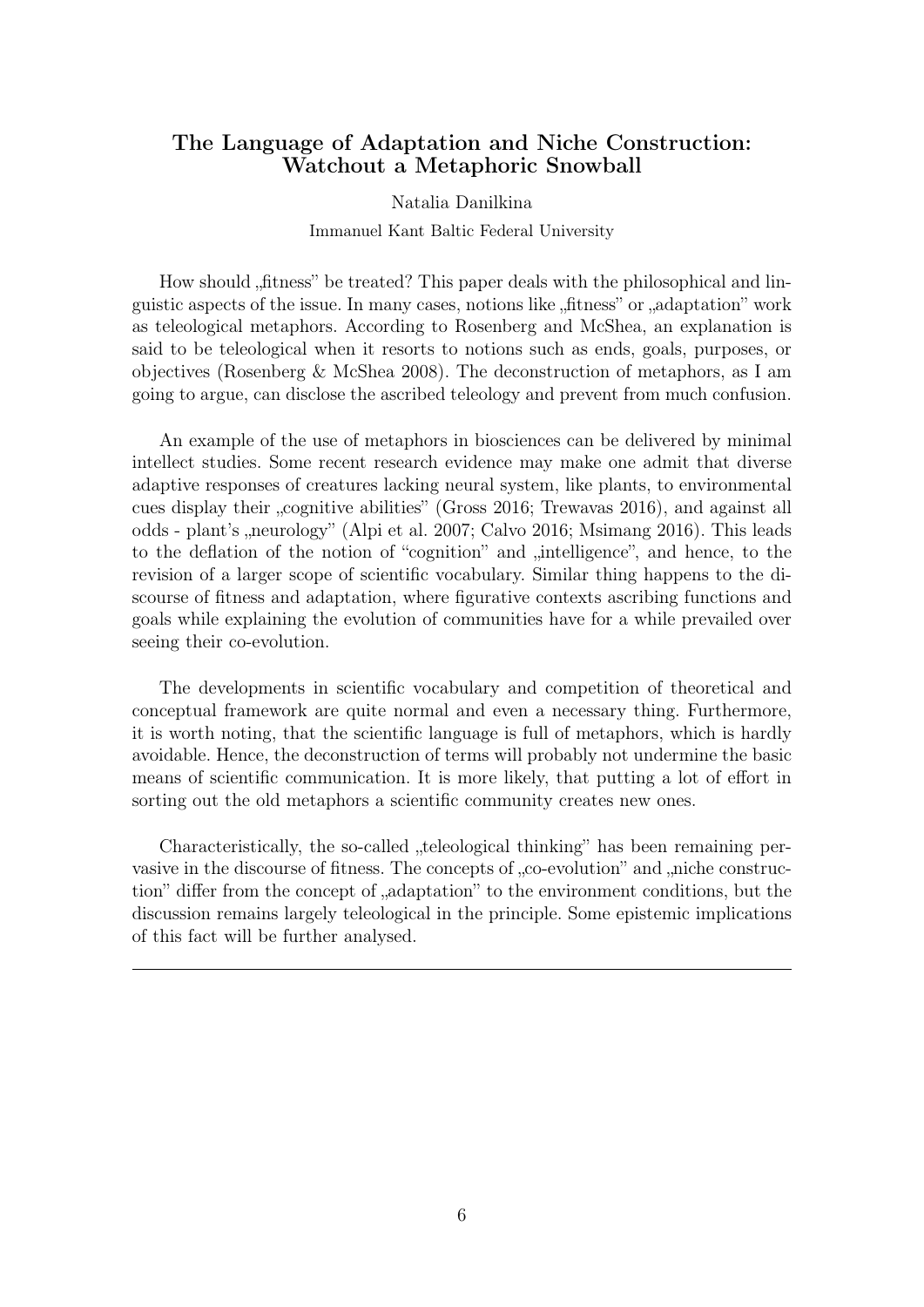## The Language of Adaptation and Niche Construction: Watchout a Metaphoric Snowball

Natalia Danilkina

Immanuel Kant Baltic Federal University

How should „fitness" be treated? This paper deals with the philosophical and linguistic aspects of the issue. In many cases, notions like „fitness" or „adaptation" work as teleological metaphors. According to Rosenberg and McShea, an explanation is said to be teleological when it resorts to notions such as ends, goals, purposes, or objectives (Rosenberg & McShea 2008). The deconstruction of metaphors, as I am going to argue, can disclose the ascribed teleology and prevent from much confusion.

An example of the use of metaphors in biosciences can be delivered by minimal intellect studies. Some recent research evidence may make one admit that diverse adaptive responses of creatures lacking neural system, like plants, to environmental cues display their „cognitive abilities" (Gross 2016; Trewavas 2016), and against all odds - plant's „neurology" (Alpi et al. 2007; Calvo 2016; Msimang 2016). This leads to the deflation of the notion of "cognition" and „intelligence", and hence, to the revision of a larger scope of scientific vocabulary. Similar thing happens to the discourse of fitness and adaptation, where figurative contexts ascribing functions and goals while explaining the evolution of communities have for a while prevailed over seeing their co-evolution.

The developments in scientific vocabulary and competition of theoretical and conceptual framework are quite normal and even a necessary thing. Furthermore, it is worth noting, that the scientific language is full of metaphors, which is hardly avoidable. Hence, the deconstruction of terms will probably not undermine the basic means of scientific communication. It is more likely, that putting a lot of effort in sorting out the old metaphors a scientific community creates new ones.

Characteristically, the so-called „teleological thinking" has been remaining pervasive in the discourse of fitness. The concepts of „co-evolution" and „niche construction" differ from the concept of „adaptation" to the environment conditions, but the discussion remains largely teleological in the principle. Some epistemic implications of this fact will be further analysed.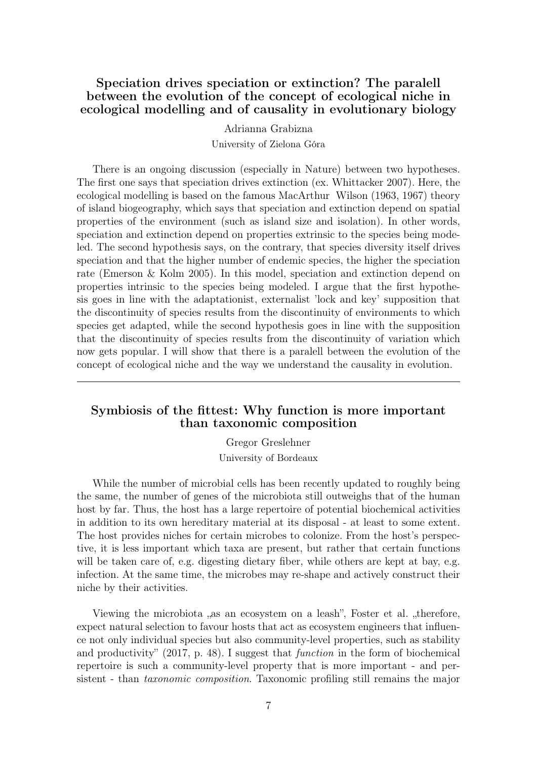## Speciation drives speciation or extinction? The paralell between the evolution of the concept of ecological niche in ecological modelling and of causality in evolutionary biology

Adrianna Grabizna

University of Zielona Góra

There is an ongoing discussion (especially in Nature) between two hypotheses. The first one says that speciation drives extinction (ex. Whittacker 2007). Here, the ecological modelling is based on the famous MacArthur Wilson (1963, 1967) theory of island biogeography, which says that speciation and extinction depend on spatial properties of the environment (such as island size and isolation). In other words, speciation and extinction depend on properties extrinsic to the species being modeled. The second hypothesis says, on the contrary, that species diversity itself drives speciation and that the higher number of endemic species, the higher the speciation rate (Emerson & Kolm 2005). In this model, speciation and extinction depend on properties intrinsic to the species being modeled. I argue that the first hypothesis goes in line with the adaptationist, externalist 'lock and key' supposition that the discontinuity of species results from the discontinuity of environments to which species get adapted, while the second hypothesis goes in line with the supposition that the discontinuity of species results from the discontinuity of variation which now gets popular. I will show that there is a paralell between the evolution of the concept of ecological niche and the way we understand the causality in evolution.

---

## Symbiosis of the fittest: Why function is more important than taxonomic composition

Gregor Greslehner

University of Bordeaux

While the number of microbial cells has been recently updated to roughly being the same, the number of genes of the microbiota still outweighs that of the human host by far. Thus, the host has a large repertoire of potential biochemical activities in addition to its own hereditary material at its disposal - at least to some extent. The host provides niches for certain microbes to colonize. From the host's perspective, it is less important which taxa are present, but rather that certain functions will be taken care of, e.g. digesting dietary fiber, while others are kept at bay, e.g. infection. At the same time, the microbes may re-shape and actively construct their niche by their activities.

Viewing the microbiota „as an ecosystem on a leash", Foster et al. „therefore, expect natural selection to favour hosts that act as ecosystem engineers that influence not only individual species but also community-level properties, such as stability and productivity" (2017, p. 48). I suggest that *function* in the form of biochemical repertoire is such a community-level property that is more important - and persistent - than *taxonomic composition*. Taxonomic profiling still remains the major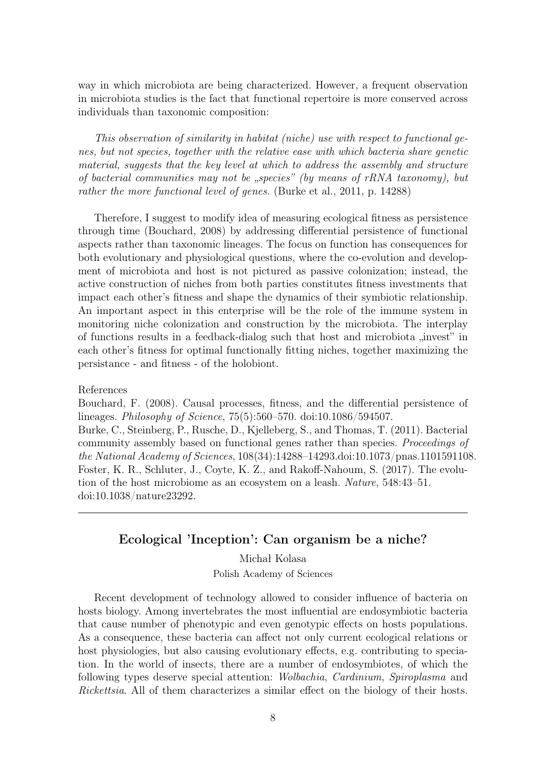way in which microbiota are being characterized. However, a frequent observation in microbiota studies is the fact that functional repertoire is more conserved across individuals than taxonomic composition:

> *This observation of similarity in habitat (niche) use with respect to functional genes, but not species, together with the relative ease with which bacteria share genetic material, suggests that the key level at which to address the assembly and structure of bacterial communities may not be „species" (by means of rRNA taxonomy), but rather the more functional level of genes.* (Burke et al., 2011, p. 14288)

Therefore, I suggest to modify idea of measuring ecological fitness as persistence through time (Bouchard, 2008) by addressing differential persistence of functional aspects rather than taxonomic lineages. The focus on function has consequences for both evolutionary and physiological questions, where the co-evolution and development of microbiota and host is not pictured as passive colonization; instead, the active construction of niches from both parties constitutes fitness investments that impact each other's fitness and shape the dynamics of their symbiotic relationship. An important aspect in this enterprise will be the role of the immune system in monitoring niche colonization and construction by the microbiota. The interplay of functions results in a feedback-dialog such that host and microbiota „invest" in each other's fitness for optimal functionally fitting niches, together maximizing the persistance - and fitness - of the holobiont.

References

Bouchard, F. (2008). Causal processes, fitness, and the differential persistence of lineages. *Philosophy of Science*, 75(5):560–570. doi:10.1086/594507.

Burke, C., Steinberg, P., Rusche, D., Kjelleberg, S., and Thomas, T. (2011). Bacterial community assembly based on functional genes rather than species. *Proceedings of the National Academy of Sciences*, 108(34):14288–14293.doi:10.1073/pnas.1101591108.

Foster, K. R., Schluter, J., Coyte, K. Z., and Rakoff-Nahoum, S. (2017). The evolution of the host microbiome as an ecosystem on a leash. *Nature*, 548:43–51. doi:10.1038/nature23292.

---

## Ecological 'Inception': Can organism be a niche?

Michał Kolasa

Polish Academy of Sciences

Recent development of technology allowed to consider influence of bacteria on hosts biology. Among invertebrates the most influential are endosymbiotic bacteria that cause number of phenotypic and even genotypic effects on hosts populations. As a consequence, these bacteria can affect not only current ecological relations or host physiologies, but also causing evolutionary effects, e.g. contributing to speciation. In the world of insects, there are a number of endosymbiotes, of which the following types deserve special attention: *Wolbachia*, *Cardinium*, *Spiroplasma* and *Rickettsia*. All of them characterizes a similar effect on the biology of their hosts.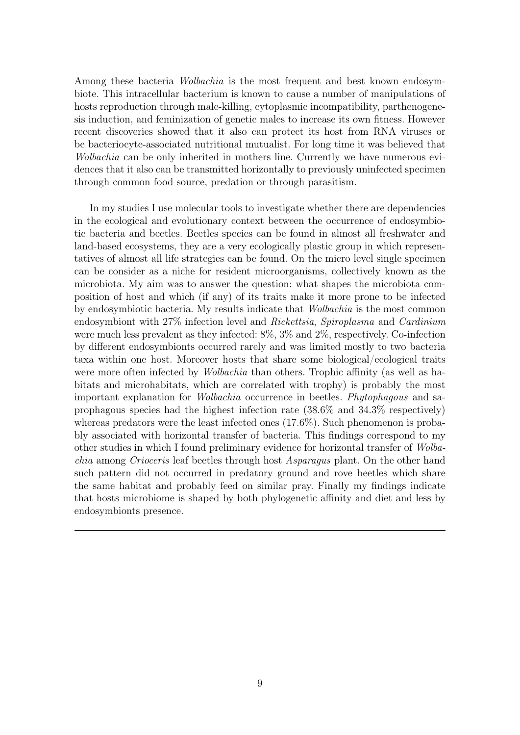Among these bacteria *Wolbachia* is the most frequent and best known endosymbiote. This intracellular bacterium is known to cause a number of manipulations of hosts reproduction through male-killing, cytoplasmic incompatibility, parthenogenesis induction, and feminization of genetic males to increase its own fitness. However recent discoveries showed that it also can protect its host from RNA viruses or be bacteriocyte-associated nutritional mutualist. For long time it was believed that *Wolbachia* can be only inherited in mothers line. Currently we have numerous evidences that it also can be transmitted horizontally to previously uninfected specimen through common food source, predation or through parasitism.

In my studies I use molecular tools to investigate whether there are dependencies in the ecological and evolutionary context between the occurrence of endosymbiotic bacteria and beetles. Beetles species can be found in almost all freshwater and land-based ecosystems, they are a very ecologically plastic group in which representatives of almost all life strategies can be found. On the micro level single specimen can be consider as a niche for resident microorganisms, collectively known as the microbiota. My aim was to answer the question: what shapes the microbiota composition of host and which (if any) of its traits make it more prone to be infected by endosymbiotic bacteria. My results indicate that *Wolbachia* is the most common endosymbiont with 27% infection level and *Rickettsia*, *Spiroplasma* and *Cardinium* were much less prevalent as they infected: 8%, 3% and 2%, respectively. Co-infection by different endosymbionts occurred rarely and was limited mostly to two bacteria taxa within one host. Moreover hosts that share some biological/ecological traits were more often infected by *Wolbachia* than others. Trophic affinity (as well as habitats and microhabitats, which are correlated with trophy) is probably the most important explanation for *Wolbachia* occurrence in beetles. *Phytophagous* and saprophagous species had the highest infection rate (38.6% and 34.3% respectively) whereas predators were the least infected ones (17.6%). Such phenomenon is probably associated with horizontal transfer of bacteria. This findings correspond to my other studies in which I found preliminary evidence for horizontal transfer of *Wolbachia* among *Crioceris* leaf beetles through host *Asparagus* plant. On the other hand such pattern did not occurred in predatory ground and rove beetles which share the same habitat and probably feed on similar pray. Finally my findings indicate that hosts microbiome is shaped by both phylogenetic affinity and diet and less by endosymbionts presence.

---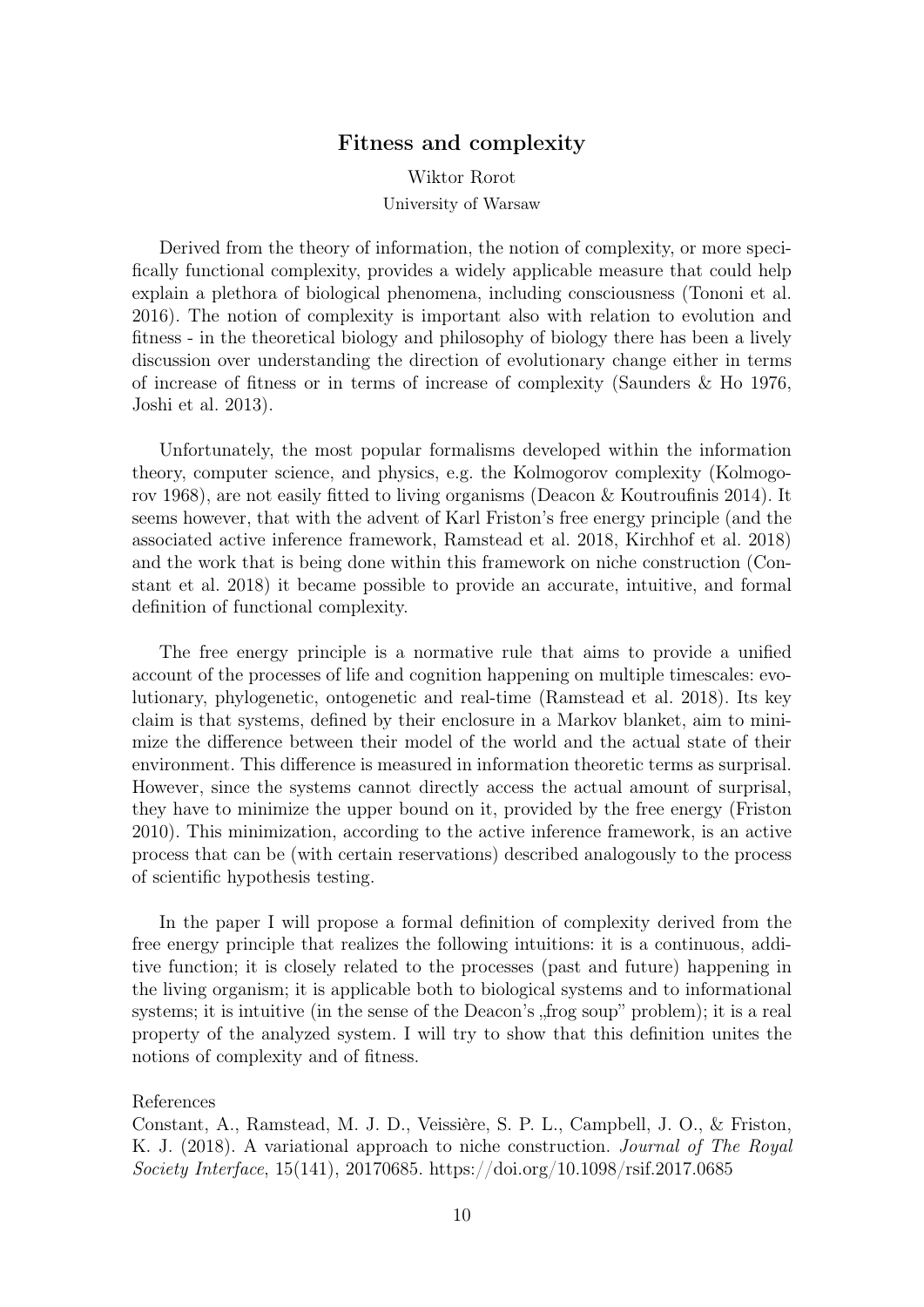## Fitness and complexity

Wiktor Rorot

University of Warsaw

Derived from the theory of information, the notion of complexity, or more specifically functional complexity, provides a widely applicable measure that could help explain a plethora of biological phenomena, including consciousness (Tononi et al. 2016). The notion of complexity is important also with relation to evolution and fitness - in the theoretical biology and philosophy of biology there has been a lively discussion over understanding the direction of evolutionary change either in terms of increase of fitness or in terms of increase of complexity (Saunders & Ho 1976, Joshi et al. 2013).

Unfortunately, the most popular formalisms developed within the information theory, computer science, and physics, e.g. the Kolmogorov complexity (Kolmogorov 1968), are not easily fitted to living organisms (Deacon & Koutroufinis 2014). It seems however, that with the advent of Karl Friston's free energy principle (and the associated active inference framework, Ramstead et al. 2018, Kirchhof et al. 2018) and the work that is being done within this framework on niche construction (Constant et al. 2018) it became possible to provide an accurate, intuitive, and formal definition of functional complexity.

The free energy principle is a normative rule that aims to provide a unified account of the processes of life and cognition happening on multiple timescales: evolutionary, phylogenetic, ontogenetic and real-time (Ramstead et al. 2018). Its key claim is that systems, defined by their enclosure in a Markov blanket, aim to minimize the difference between their model of the world and the actual state of their environment. This difference is measured in information theoretic terms as surprisal. However, since the systems cannot directly access the actual amount of surprisal, they have to minimize the upper bound on it, provided by the free energy (Friston 2010). This minimization, according to the active inference framework, is an active process that can be (with certain reservations) described analogously to the process of scientific hypothesis testing.

In the paper I will propose a formal definition of complexity derived from the free energy principle that realizes the following intuitions: it is a continuous, additive function; it is closely related to the processes (past and future) happening in the living organism; it is applicable both to biological systems and to informational systems; it is intuitive (in the sense of the Deacon's „frog soup" problem); it is a real property of the analyzed system. I will try to show that this definition unites the notions of complexity and of fitness.

References

Constant, A., Ramstead, M. J. D., Veissière, S. P. L., Campbell, J. O., & Friston, K. J. (2018). A variational approach to niche construction. *Journal of The Royal Society Interface*, 15(141), 20170685. https://doi.org/10.1098/rsif.2017.0685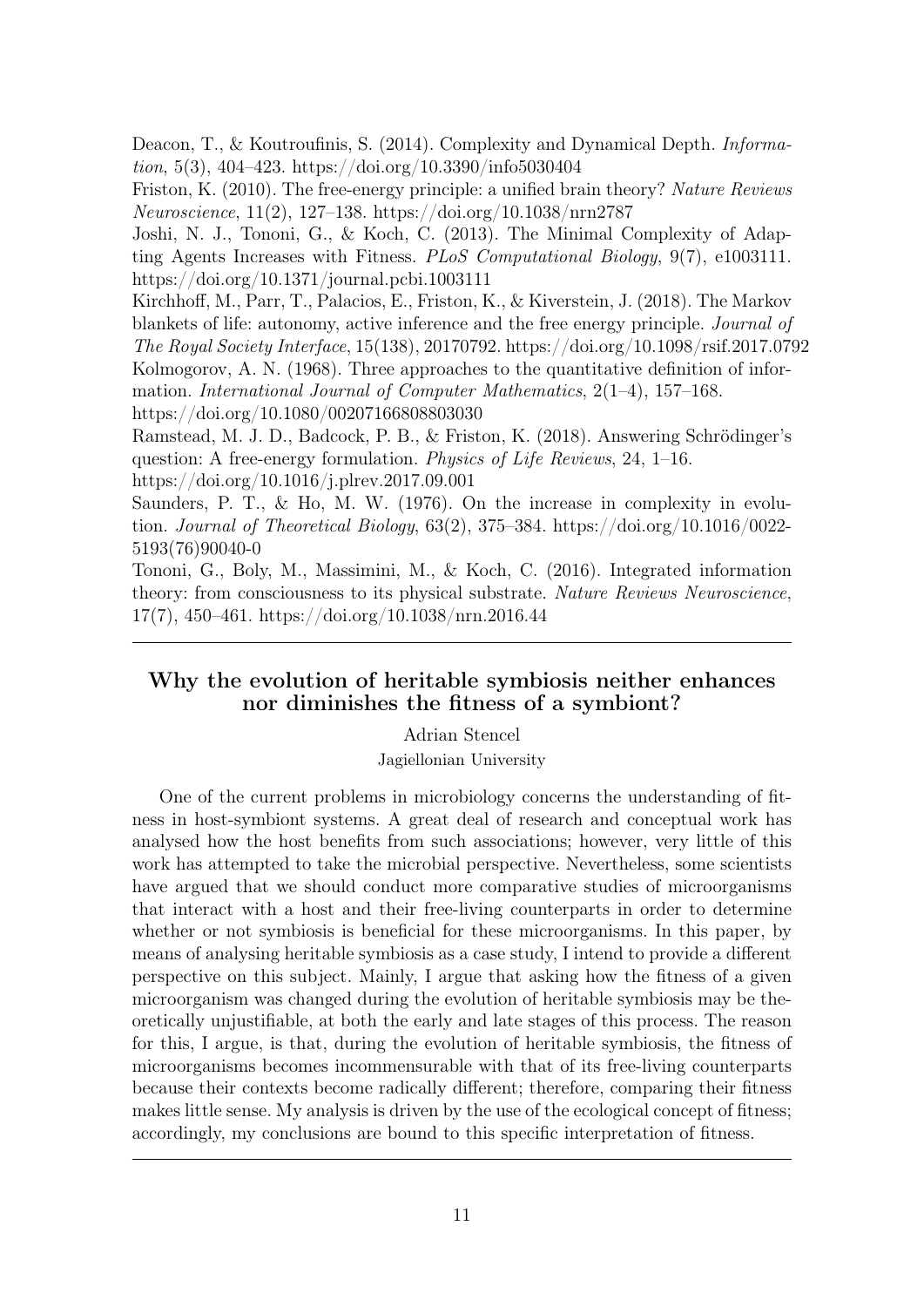Deacon, T., & Koutroufinis, S. (2014). Complexity and Dynamical Depth. *Information*, 5(3), 404–423. https://doi.org/10.3390/info5030404

Friston, K. (2010). The free-energy principle: a unified brain theory? *Nature Reviews Neuroscience*, 11(2), 127–138. https://doi.org/10.1038/nrn2787

Joshi, N. J., Tononi, G., & Koch, C. (2013). The Minimal Complexity of Adapting Agents Increases with Fitness. *PLoS Computational Biology*, 9(7), e1003111. https://doi.org/10.1371/journal.pcbi.1003111

Kirchhoff, M., Parr, T., Palacios, E., Friston, K., & Kiverstein, J. (2018). The Markov blankets of life: autonomy, active inference and the free energy principle. *Journal of The Royal Society Interface*, 15(138), 20170792. https://doi.org/10.1098/rsif.2017.0792

Kolmogorov, A. N. (1968). Three approaches to the quantitative definition of information. *International Journal of Computer Mathematics*, 2(1–4), 157–168. https://doi.org/10.1080/00207166808803030

Ramstead, M. J. D., Badcock, P. B., & Friston, K. (2018). Answering Schrödinger's question: A free-energy formulation. *Physics of Life Reviews*, 24, 1–16. https://doi.org/10.1016/j.plrev.2017.09.001

Saunders, P. T., & Ho, M. W. (1976). On the increase in complexity in evolution. *Journal of Theoretical Biology*, 63(2), 375–384. https://doi.org/10.1016/0022-5193(76)90040-0

Tononi, G., Boly, M., Massimini, M., & Koch, C. (2016). Integrated information theory: from consciousness to its physical substrate. *Nature Reviews Neuroscience*, 17(7), 450–461. https://doi.org/10.1038/nrn.2016.44

---

## Why the evolution of heritable symbiosis neither enhances nor diminishes the fitness of a symbiont?

Adrian Stencel

Jagiellonian University

One of the current problems in microbiology concerns the understanding of fitness in host-symbiont systems. A great deal of research and conceptual work has analysed how the host benefits from such associations; however, very little of this work has attempted to take the microbial perspective. Nevertheless, some scientists have argued that we should conduct more comparative studies of microorganisms that interact with a host and their free-living counterparts in order to determine whether or not symbiosis is beneficial for these microorganisms. In this paper, by means of analysing heritable symbiosis as a case study, I intend to provide a different perspective on this subject. Mainly, I argue that asking how the fitness of a given microorganism was changed during the evolution of heritable symbiosis may be theoretically unjustifiable, at both the early and late stages of this process. The reason for this, I argue, is that, during the evolution of heritable symbiosis, the fitness of microorganisms becomes incommensurable with that of its free-living counterparts because their contexts become radically different; therefore, comparing their fitness makes little sense. My analysis is driven by the use of the ecological concept of fitness; accordingly, my conclusions are bound to this specific interpretation of fitness.

---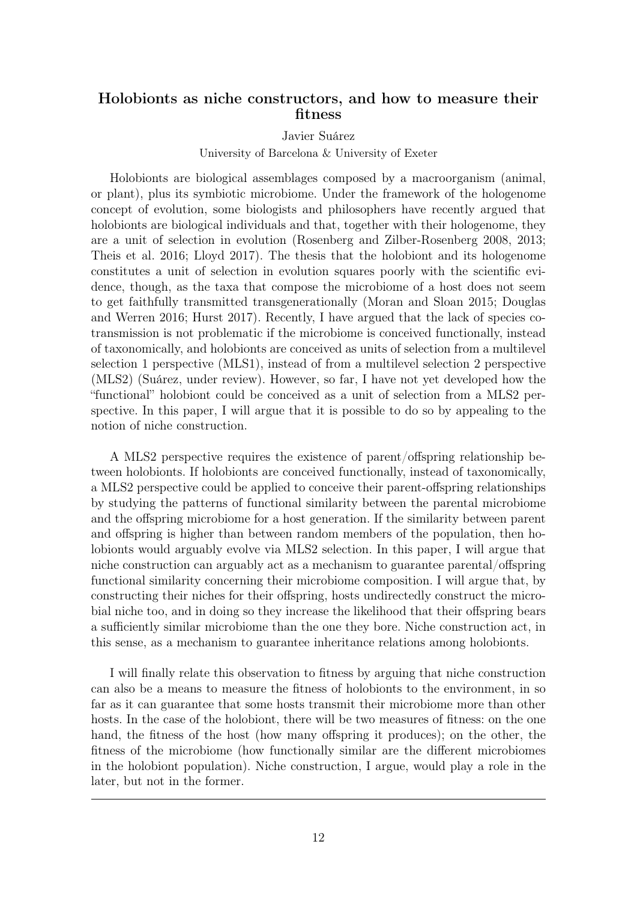## Holobionts as niche constructors, and how to measure their fitness

Javier Suárez

University of Barcelona & University of Exeter

Holobionts are biological assemblages composed by a macroorganism (animal, or plant), plus its symbiotic microbiome. Under the framework of the hologenome concept of evolution, some biologists and philosophers have recently argued that holobionts are biological individuals and that, together with their hologenome, they are a unit of selection in evolution (Rosenberg and Zilber-Rosenberg 2008, 2013; Theis et al. 2016; Lloyd 2017). The thesis that the holobiont and its hologenome constitutes a unit of selection in evolution squares poorly with the scientific evidence, though, as the taxa that compose the microbiome of a host does not seem to get faithfully transmitted transgenerationally (Moran and Sloan 2015; Douglas and Werren 2016; Hurst 2017). Recently, I have argued that the lack of species cotransmission is not problematic if the microbiome is conceived functionally, instead of taxonomically, and holobionts are conceived as units of selection from a multilevel selection 1 perspective (MLS1), instead of from a multilevel selection 2 perspective (MLS2) (Suárez, under review). However, so far, I have not yet developed how the "functional" holobiont could be conceived as a unit of selection from a MLS2 perspective. In this paper, I will argue that it is possible to do so by appealing to the notion of niche construction.

A MLS2 perspective requires the existence of parent/offspring relationship between holobionts. If holobionts are conceived functionally, instead of taxonomically, a MLS2 perspective could be applied to conceive their parent-offspring relationships by studying the patterns of functional similarity between the parental microbiome and the offspring microbiome for a host generation. If the similarity between parent and offspring is higher than between random members of the population, then holobionts would arguably evolve via MLS2 selection. In this paper, I will argue that niche construction can arguably act as a mechanism to guarantee parental/offspring functional similarity concerning their microbiome composition. I will argue that, by constructing their niches for their offspring, hosts undirectedly construct the microbial niche too, and in doing so they increase the likelihood that their offspring bears a sufficiently similar microbiome than the one they bore. Niche construction act, in this sense, as a mechanism to guarantee inheritance relations among holobionts.

I will finally relate this observation to fitness by arguing that niche construction can also be a means to measure the fitness of holobionts to the environment, in so far as it can guarantee that some hosts transmit their microbiome more than other hosts. In the case of the holobiont, there will be two measures of fitness: on the one hand, the fitness of the host (how many offspring it produces); on the other, the fitness of the microbiome (how functionally similar are the different microbiomes in the holobiont population). Niche construction, I argue, would play a role in the later, but not in the former.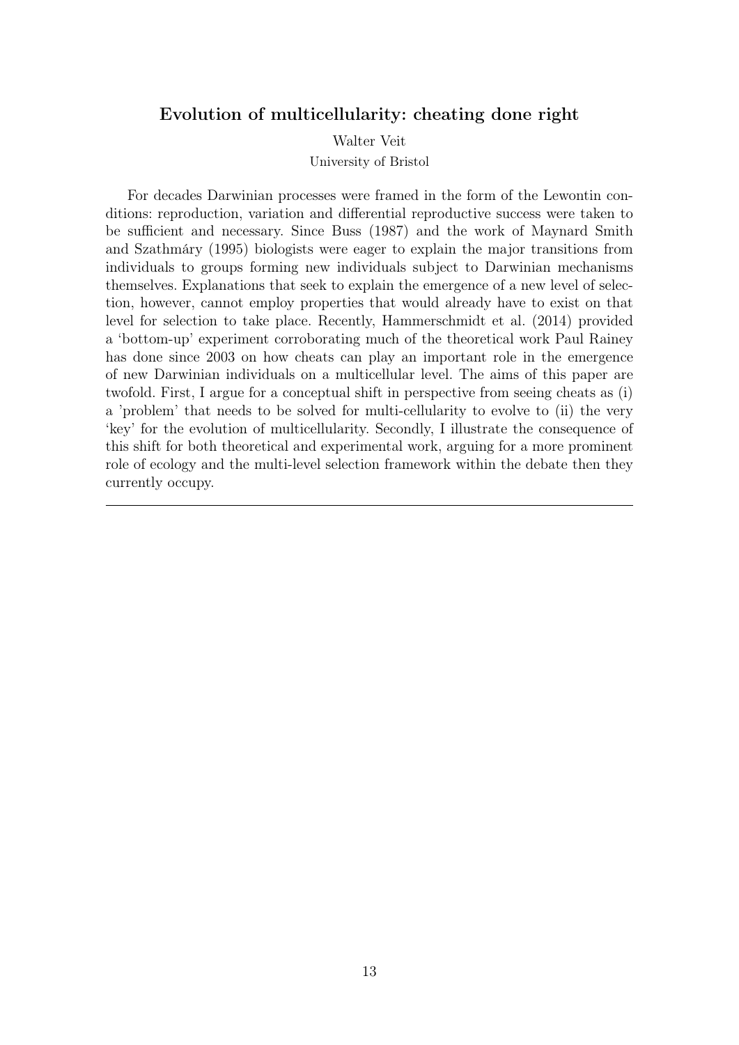## Evolution of multicellularity: cheating done right

Walter Veit

University of Bristol

For decades Darwinian processes were framed in the form of the Lewontin conditions: reproduction, variation and differential reproductive success were taken to be sufficient and necessary. Since Buss (1987) and the work of Maynard Smith and Szathmáry (1995) biologists were eager to explain the major transitions from individuals to groups forming new individuals subject to Darwinian mechanisms themselves. Explanations that seek to explain the emergence of a new level of selection, however, cannot employ properties that would already have to exist on that level for selection to take place. Recently, Hammerschmidt et al. (2014) provided a 'bottom-up' experiment corroborating much of the theoretical work Paul Rainey has done since 2003 on how cheats can play an important role in the emergence of new Darwinian individuals on a multicellular level. The aims of this paper are twofold. First, I argue for a conceptual shift in perspective from seeing cheats as (i) a 'problem' that needs to be solved for multi-cellularity to evolve to (ii) the very 'key' for the evolution of multicellularity. Secondly, I illustrate the consequence of this shift for both theoretical and experimental work, arguing for a more prominent role of ecology and the multi-level selection framework within the debate then they currently occupy.